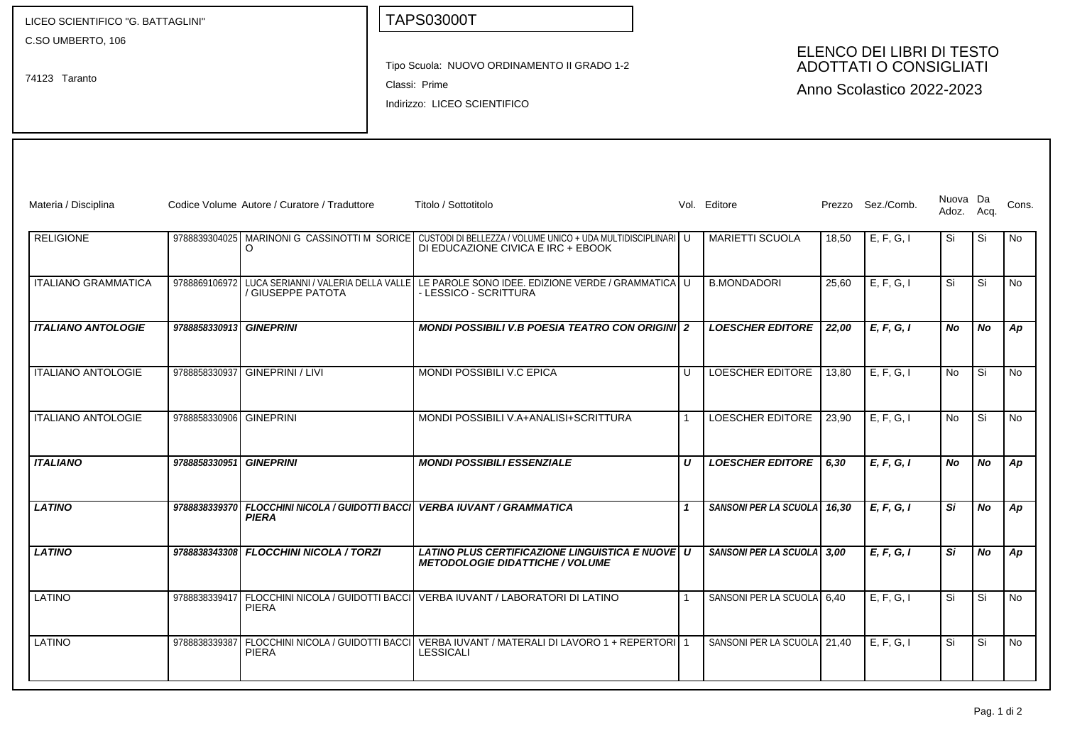LICEO SCIENTIFICO "G. BATTAGLINI"
C.SO UMBERTO, 106

74123 Taranto

TAPS03000T

Tipo Scuola: NUOVO ORDINAMENTO II GRADO 1-2

Classi: Prime

Indirizzo: LICEO SCIENTIFICO

# ELENCO DEI LIBRI DI TESTO ADOTTATI O CONSIGLIATI

Anno Scolastico 2022-2023

| Materia / Disciplina | Codice Volume | Autore / Curatore / Traduttore | Titolo / Sottotitolo | Vol. | Editore | Prezzo | Sez./Comb. | Nuova Adoz. | Da Acq. | Cons. |
|---|---|---|---|---|---|---|---|---|---|---|
| RELIGIONE | 9788839304025 | MARINONI G CASSINOTTI M SORICE O | CUSTODI DI BELLEZZA / VOLUME UNICO + UDA MULTIDISCIPLINARI DI EDUCAZIONE CIVICA E IRC + EBOOK | U | MARIETTI SCUOLA | 18,50 | E, F, G, I | Si | Si | No |
| ITALIANO GRAMMATICA | 9788869106972 | LUCA SERIANNI / VALERIA DELLA VALLE / GIUSEPPE PATOTA | LE PAROLE SONO IDEE. EDIZIONE VERDE / GRAMMATICA - LESSICO - SCRITTURA | U | B.MONDADORI | 25,60 | E, F, G, I | Si | Si | No |
| ***ITALIANO ANTOLOGIE*** | ***9788858330913*** | ***GINEPRINI*** | ***MONDI POSSIBILI V.B POESIA TEATRO CON ORIGINI*** | ***2*** | ***LOESCHER EDITORE*** | ***22,00*** | ***E, F, G, I*** | ***No*** | ***No*** | ***Ap*** |
| ITALIANO ANTOLOGIE | 9788858330937 | GINEPRINI / LIVI | MONDI POSSIBILI V.C EPICA | U | LOESCHER EDITORE | 13,80 | E, F, G, I | No | Si | No |
| ITALIANO ANTOLOGIE | 9788858330906 | GINEPRINI | MONDI POSSIBILI V.A+ANALISI+SCRITTURA | 1 | LOESCHER EDITORE | 23,90 | E, F, G, I | No | Si | No |
| ***ITALIANO*** | ***9788858330951*** | ***GINEPRINI*** | ***MONDI POSSIBILI ESSENZIALE*** | ***U*** | ***LOESCHER EDITORE*** | ***6,30*** | ***E, F, G, I*** | ***No*** | ***No*** | ***Ap*** |
| ***LATINO*** | ***9788838339370*** | ***FLOCCHINI NICOLA / GUIDOTTI BACCI PIERA*** | ***VERBA IUVANT / GRAMMATICA*** | ***1*** | ***SANSONI PER LA SCUOLA*** | ***16,30*** | ***E, F, G, I*** | ***Si*** | ***No*** | ***Ap*** |
| ***LATINO*** | ***9788838343308*** | ***FLOCCHINI NICOLA / TORZI*** | ***LATINO PLUS CERTIFICAZIONE LINGUISTICA E NUOVE METODOLOGIE DIDATTICHE / VOLUME*** | ***U*** | ***SANSONI PER LA SCUOLA*** | ***3,00*** | ***E, F, G, I*** | ***Si*** | ***No*** | ***Ap*** |
| LATINO | 9788838339417 | FLOCCHINI NICOLA / GUIDOTTI BACCI PIERA | VERBA IUVANT / LABORATORI DI LATINO | 1 | SANSONI PER LA SCUOLA | 6,40 | E, F, G, I | Si | Si | No |
| LATINO | 9788838339387 | FLOCCHINI NICOLA / GUIDOTTI BACCI PIERA | VERBA IUVANT / MATERALI DI LAVORO 1 + REPERTORI LESSICALI | 1 | SANSONI PER LA SCUOLA | 21,40 | E, F, G, I | Si | Si | No |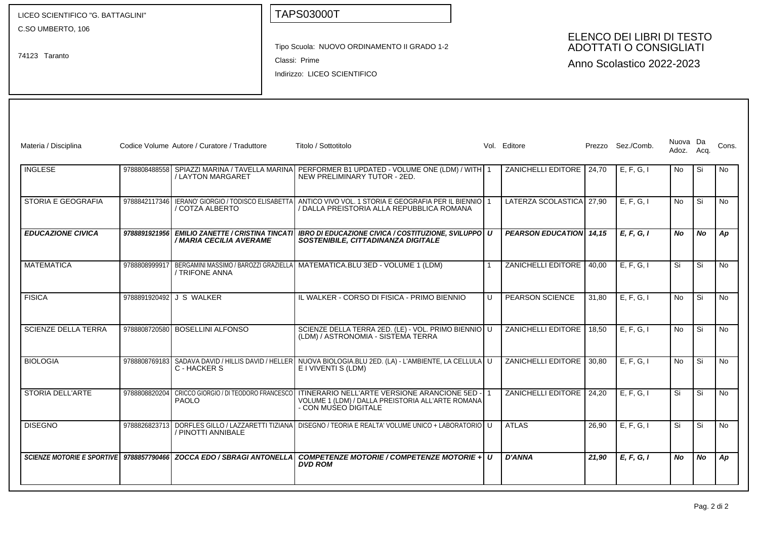LICEO SCIENTIFICO "G. BATTAGLINI"
C.SO UMBERTO, 106

74123 Taranto

TAPS03000T

Tipo Scuola: NUOVO ORDINAMENTO II GRADO 1-2
Classi: Prime
Indirizzo: LICEO SCIENTIFICO

## ELENCO DEI LIBRI DI TESTO ADOTTATI O CONSIGLIATI

Anno Scolastico 2022-2023

| Materia / Disciplina | Codice Volume | Autore / Curatore / Traduttore | Titolo / Sottotitolo | Vol. | Editore | Prezzo | Sez./Comb. | Nuova Adoz. | Da Acq. | Cons. |
|---|---|---|---|---|---|---|---|---|---|---|
| INGLESE | 9788808488558 | SPIAZZI MARINA / TAVELLA MARINA / LAYTON MARGARET | PERFORMER B1 UPDATED - VOLUME ONE (LDM) / WITH NEW PRELIMINARY TUTOR - 2ED. | 1 | ZANICHELLI EDITORE | 24,70 | E, F, G, I | No | Si | No |
| STORIA E GEOGRAFIA | 9788842117346 | IERANO' GIORGIO / TODISCO ELISABETTA / COTZA ALBERTO | ANTICO VIVO VOL. 1 STORIA E GEOGRAFIA PER IL BIENNIO / DALLA PREISTORIA ALLA REPUBBLICA ROMANA | 1 | LATERZA SCOLASTICA | 27,90 | E, F, G, I | No | Si | No |
| ***EDUCAZIONE CIVICA*** | ***9788891921956*** | ***EMILIO ZANETTE / CRISTINA TINCATI / MARIA CECILIA AVERAME*** | ***IBRO DI EDUCAZIONE CIVICA / COSTITUZIONE, SVILUPPO SOSTENIBILE, CITTADINANZA DIGITALE*** | ***U*** | ***PEARSON EDUCATION*** | ***14,15*** | ***E, F, G, I*** | ***No*** | ***No*** | ***Ap*** |
| MATEMATICA | 9788808999917 | BERGAMINI MASSIMO / BAROZZI GRAZIELLA / TRIFONE ANNA | MATEMATICA.BLU 3ED - VOLUME 1 (LDM) | 1 | ZANICHELLI EDITORE | 40,00 | E, F, G, I | Si | Si | No |
| FISICA | 9788891920492 | J S WALKER | IL WALKER - CORSO DI FISICA - PRIMO BIENNIO | U | PEARSON SCIENCE | 31,80 | E, F, G, I | No | Si | No |
| SCIENZE DELLA TERRA | 9788808720580 | BOSELLINI ALFONSO | SCIENZE DELLA TERRA 2ED. (LE) - VOL. PRIMO BIENNIO (LDM) / ASTRONOMIA - SISTEMA TERRA | U | ZANICHELLI EDITORE | 18,50 | E, F, G, I | No | Si | No |
| BIOLOGIA | 9788808769183 | SADAVA DAVID / HILLIS DAVID / HELLER C - HACKER S | NUOVA BIOLOGIA.BLU 2ED. (LA) - L'AMBIENTE, LA CELLULA E I VIVENTI S (LDM) | U | ZANICHELLI EDITORE | 30,80 | E, F, G, I | No | Si | No |
| STORIA DELL'ARTE | 9788808820204 | CRICCO GIORGIO / DI TEODORO FRANCESCO PAOLO | ITINERARIO NELL'ARTE VERSIONE ARANCIONE 5ED - VOLUME 1 (LDM) / DALLA PREISTORIA ALL'ARTE ROMANA - CON MUSEO DIGITALE | 1 | ZANICHELLI EDITORE | 24,20 | E, F, G, I | Si | Si | No |
| DISEGNO | 9788826823713 | DORFLES GILLO / LAZZARETTI TIZIANA / PINOTTI ANNIBALE | DISEGNO / TEORIA E REALTA' VOLUME UNICO + LABORATORIO | U | ATLAS | 26,90 | E, F, G, I | Si | Si | No |
| ***SCIENZE MOTORIE E SPORTIVE*** | ***9788857790466*** | ***ZOCCA EDO / SBRAGI ANTONELLA*** | ***COMPETENZE MOTORIE / COMPETENZE MOTORIE + DVD ROM*** | ***U*** | ***D'ANNA*** | ***21,90*** | ***E, F, G, I*** | ***No*** | ***No*** | ***Ap*** |